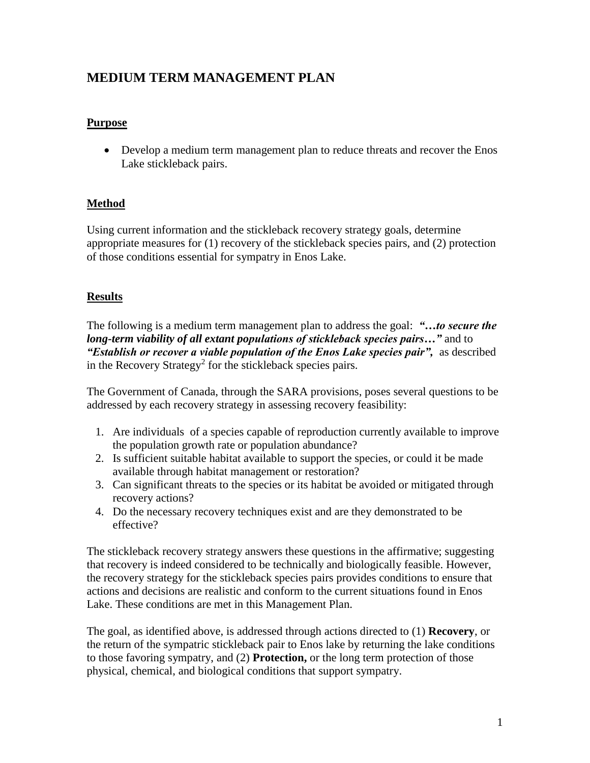# MEDIUM TERM MANAGEMENT PLAN

## Purpose

- Develop a medium term management plan to reduce threats and recover the Enos Lake stickleback pairs.

## Method

Using current information and the stickleback recovery strategy goals, determine appropriate measures for (1) recovery of the stickleback species pairs, and (2) protection of those conditions essential for sympatry in Enos Lake.

## Results

The following is a medium term management plan to address the goal: ***"…to secure the long-term viability of all extant populations of stickleback species pairs…"*** and to ***"Establish or recover a viable population of the Enos Lake species pair",*** as described in the Recovery Strategy[2] for the stickleback species pairs.

The Government of Canada, through the SARA provisions, poses several questions to be addressed by each recovery strategy in assessing recovery feasibility:

1. Are individuals of a species capable of reproduction currently available to improve the population growth rate or population abundance?
2. Is sufficient suitable habitat available to support the species, or could it be made available through habitat management or restoration?
3. Can significant threats to the species or its habitat be avoided or mitigated through recovery actions?
4. Do the necessary recovery techniques exist and are they demonstrated to be effective?

The stickleback recovery strategy answers these questions in the affirmative; suggesting that recovery is indeed considered to be technically and biologically feasible. However, the recovery strategy for the stickleback species pairs provides conditions to ensure that actions and decisions are realistic and conform to the current situations found in Enos Lake. These conditions are met in this Management Plan.

The goal, as identified above, is addressed through actions directed to (1) **Recovery**, or the return of the sympatric stickleback pair to Enos lake by returning the lake conditions to those favoring sympatry, and (2) **Protection,** or the long term protection of those physical, chemical, and biological conditions that support sympatry.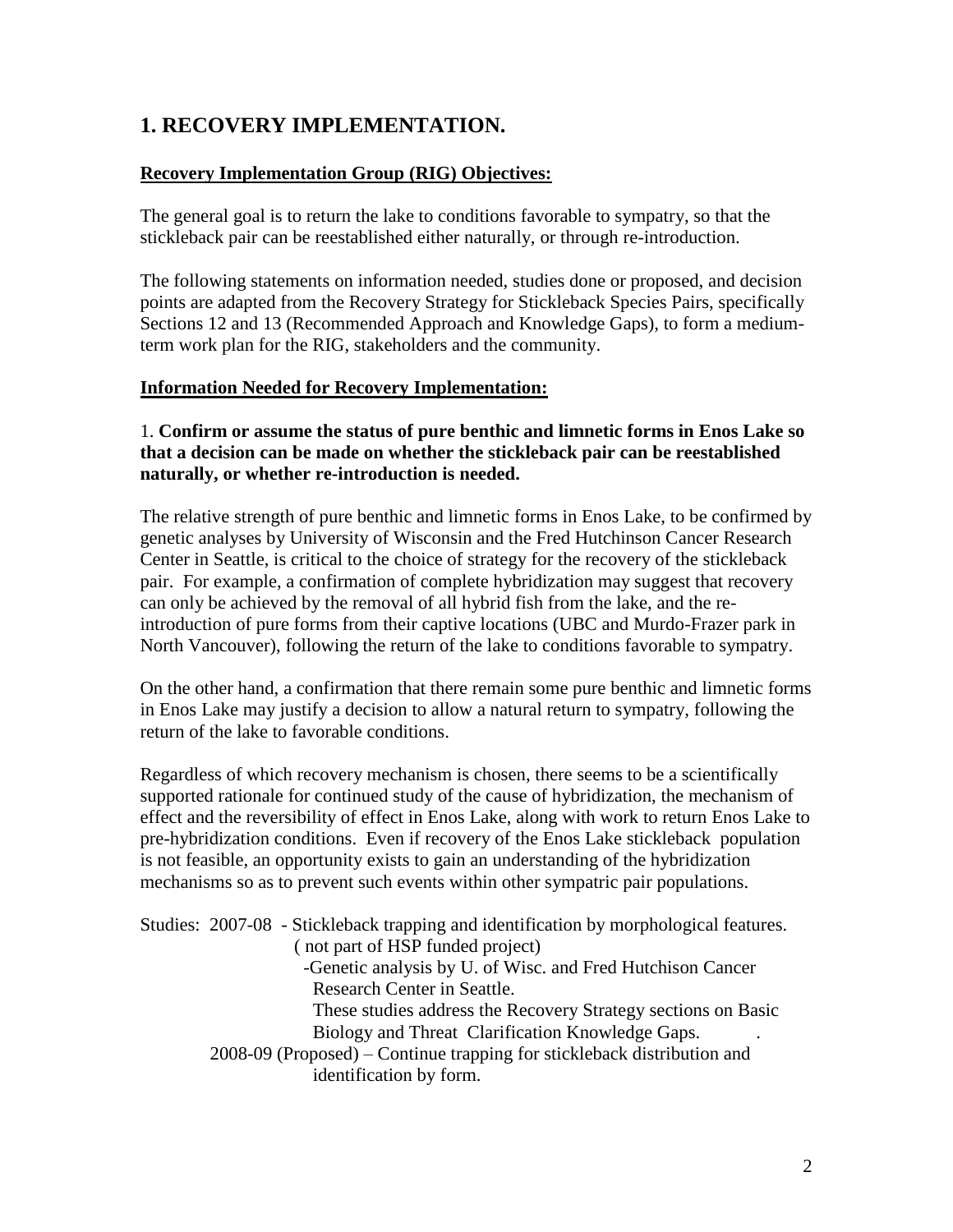# 1. RECOVERY IMPLEMENTATION.

**Recovery Implementation Group (RIG) Objectives:**

The general goal is to return the lake to conditions favorable to sympatry, so that the stickleback pair can be reestablished either naturally, or through re-introduction.

The following statements on information needed, studies done or proposed, and decision points are adapted from the Recovery Strategy for Stickleback Species Pairs, specifically Sections 12 and 13 (Recommended Approach and Knowledge Gaps), to form a medium-term work plan for the RIG, stakeholders and the community.

**Information Needed for Recovery Implementation:**

1. **Confirm or assume the status of pure benthic and limnetic forms in Enos Lake so that a decision can be made on whether the stickleback pair can be reestablished naturally, or whether re-introduction is needed.**

The relative strength of pure benthic and limnetic forms in Enos Lake, to be confirmed by genetic analyses by University of Wisconsin and the Fred Hutchinson Cancer Research Center in Seattle, is critical to the choice of strategy for the recovery of the stickleback pair. For example, a confirmation of complete hybridization may suggest that recovery can only be achieved by the removal of all hybrid fish from the lake, and the re-introduction of pure forms from their captive locations (UBC and Murdo-Frazer park in North Vancouver), following the return of the lake to conditions favorable to sympatry.

On the other hand, a confirmation that there remain some pure benthic and limnetic forms in Enos Lake may justify a decision to allow a natural return to sympatry, following the return of the lake to favorable conditions.

Regardless of which recovery mechanism is chosen, there seems to be a scientifically supported rationale for continued study of the cause of hybridization, the mechanism of effect and the reversibility of effect in Enos Lake, along with work to return Enos Lake to pre-hybridization conditions. Even if recovery of the Enos Lake stickleback population is not feasible, an opportunity exists to gain an understanding of the hybridization mechanisms so as to prevent such events within other sympatric pair populations.

Studies: 2007-08 - Stickleback trapping and identification by morphological features. ( not part of HSP funded project)

-Genetic analysis by U. of Wisc. and Fred Hutchison Cancer Research Center in Seattle.

These studies address the Recovery Strategy sections on Basic Biology and Threat Clarification Knowledge Gaps.

2008-09 (Proposed) – Continue trapping for stickleback distribution and identification by form.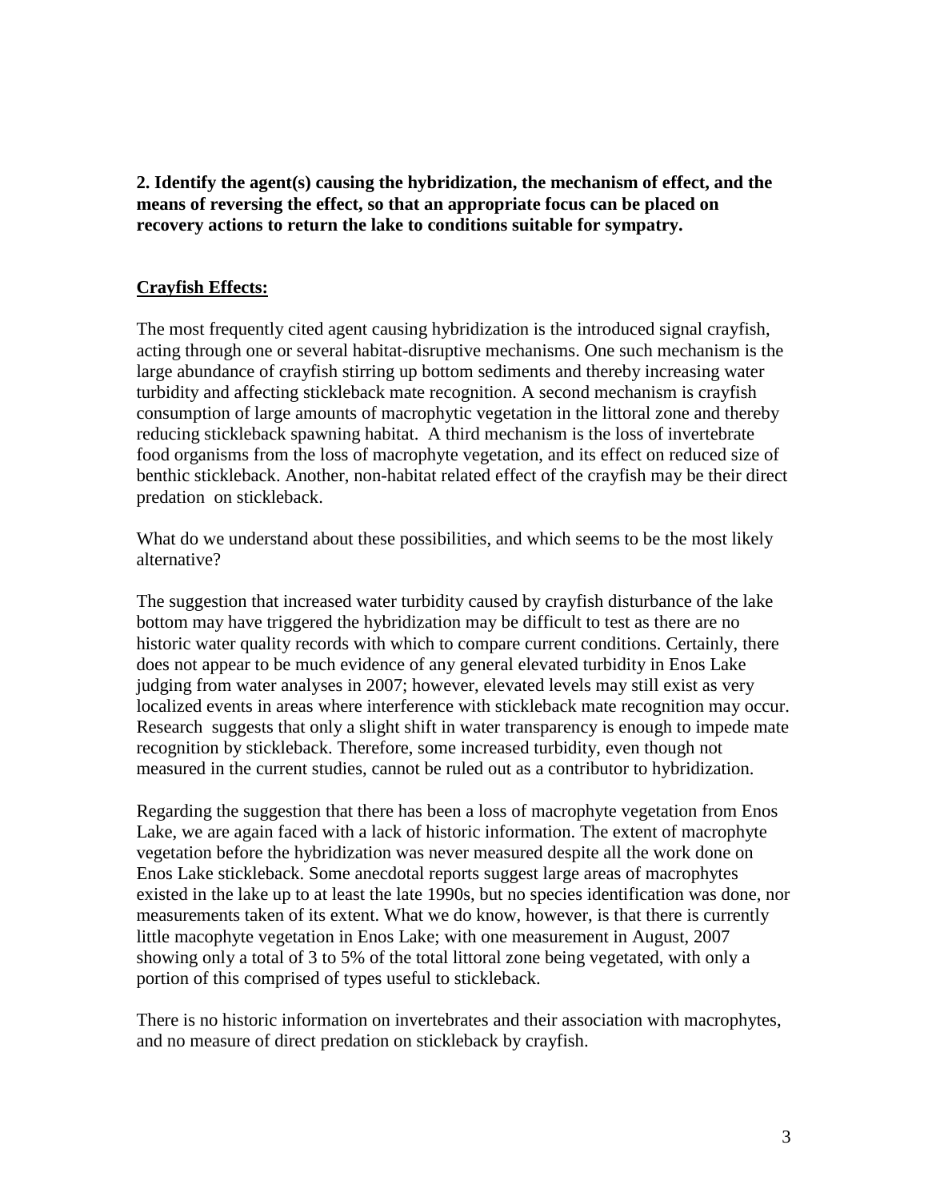**2. Identify the agent(s) causing the hybridization, the mechanism of effect, and the means of reversing the effect, so that an appropriate focus can be placed on recovery actions to return the lake to conditions suitable for sympatry.**

**Crayfish Effects:**

The most frequently cited agent causing hybridization is the introduced signal crayfish, acting through one or several habitat-disruptive mechanisms. One such mechanism is the large abundance of crayfish stirring up bottom sediments and thereby increasing water turbidity and affecting stickleback mate recognition. A second mechanism is crayfish consumption of large amounts of macrophytic vegetation in the littoral zone and thereby reducing stickleback spawning habitat. A third mechanism is the loss of invertebrate food organisms from the loss of macrophyte vegetation, and its effect on reduced size of benthic stickleback. Another, non-habitat related effect of the crayfish may be their direct predation on stickleback.

What do we understand about these possibilities, and which seems to be the most likely alternative?

The suggestion that increased water turbidity caused by crayfish disturbance of the lake bottom may have triggered the hybridization may be difficult to test as there are no historic water quality records with which to compare current conditions. Certainly, there does not appear to be much evidence of any general elevated turbidity in Enos Lake judging from water analyses in 2007; however, elevated levels may still exist as very localized events in areas where interference with stickleback mate recognition may occur. Research suggests that only a slight shift in water transparency is enough to impede mate recognition by stickleback. Therefore, some increased turbidity, even though not measured in the current studies, cannot be ruled out as a contributor to hybridization.

Regarding the suggestion that there has been a loss of macrophyte vegetation from Enos Lake, we are again faced with a lack of historic information. The extent of macrophyte vegetation before the hybridization was never measured despite all the work done on Enos Lake stickleback. Some anecdotal reports suggest large areas of macrophytes existed in the lake up to at least the late 1990s, but no species identification was done, nor measurements taken of its extent. What we do know, however, is that there is currently little macophyte vegetation in Enos Lake; with one measurement in August, 2007 showing only a total of 3 to 5% of the total littoral zone being vegetated, with only a portion of this comprised of types useful to stickleback.

There is no historic information on invertebrates and their association with macrophytes, and no measure of direct predation on stickleback by crayfish.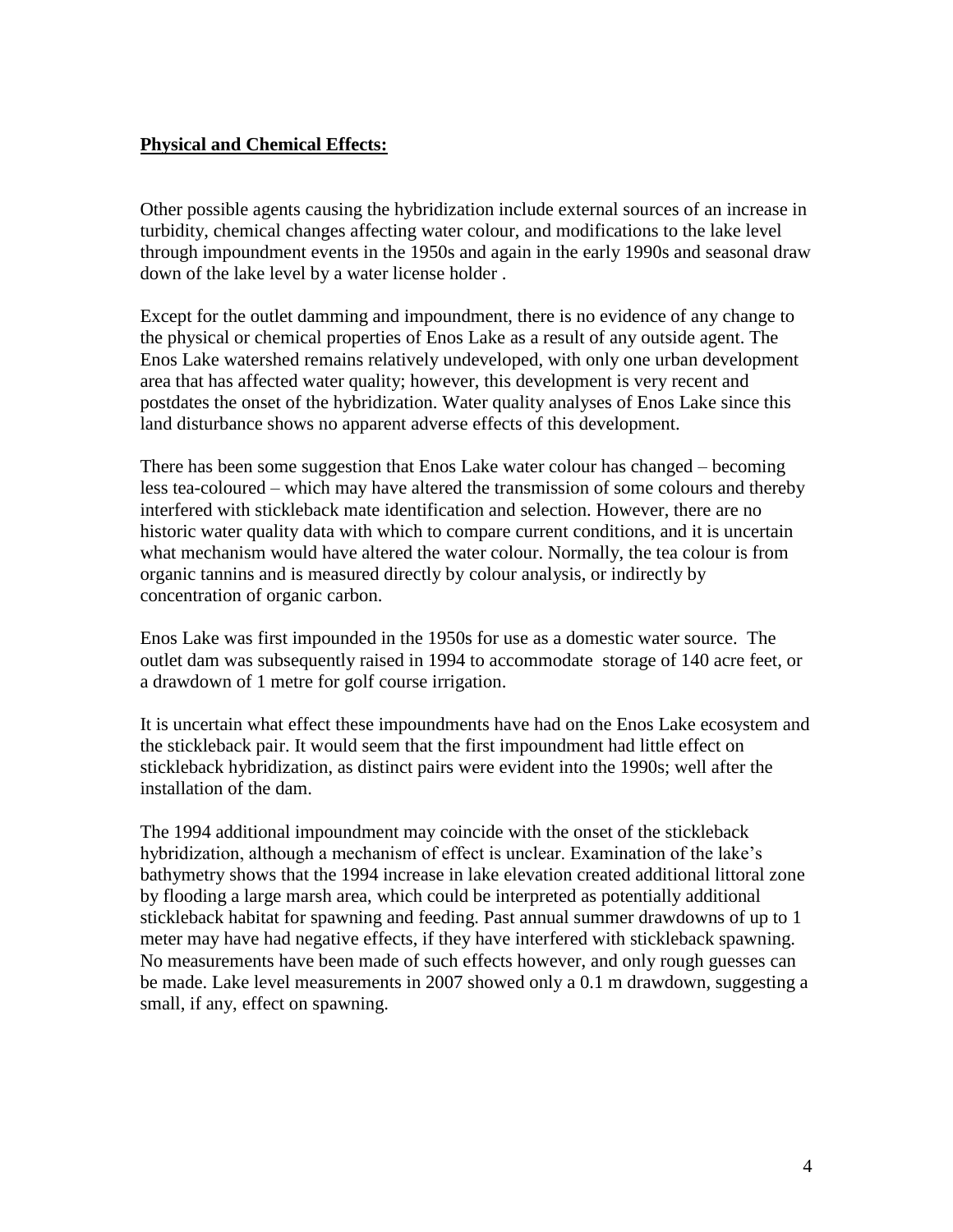**Physical and Chemical Effects:**

Other possible agents causing the hybridization include external sources of an increase in turbidity, chemical changes affecting water colour, and modifications to the lake level through impoundment events in the 1950s and again in the early 1990s and seasonal draw down of the lake level by a water license holder .

Except for the outlet damming and impoundment, there is no evidence of any change to the physical or chemical properties of Enos Lake as a result of any outside agent. The Enos Lake watershed remains relatively undeveloped, with only one urban development area that has affected water quality; however, this development is very recent and postdates the onset of the hybridization. Water quality analyses of Enos Lake since this land disturbance shows no apparent adverse effects of this development.

There has been some suggestion that Enos Lake water colour has changed – becoming less tea-coloured – which may have altered the transmission of some colours and thereby interfered with stickleback mate identification and selection. However, there are no historic water quality data with which to compare current conditions, and it is uncertain what mechanism would have altered the water colour. Normally, the tea colour is from organic tannins and is measured directly by colour analysis, or indirectly by concentration of organic carbon.

Enos Lake was first impounded in the 1950s for use as a domestic water source. The outlet dam was subsequently raised in 1994 to accommodate storage of 140 acre feet, or a drawdown of 1 metre for golf course irrigation.

It is uncertain what effect these impoundments have had on the Enos Lake ecosystem and the stickleback pair. It would seem that the first impoundment had little effect on stickleback hybridization, as distinct pairs were evident into the 1990s; well after the installation of the dam.

The 1994 additional impoundment may coincide with the onset of the stickleback hybridization, although a mechanism of effect is unclear. Examination of the lake's bathymetry shows that the 1994 increase in lake elevation created additional littoral zone by flooding a large marsh area, which could be interpreted as potentially additional stickleback habitat for spawning and feeding. Past annual summer drawdowns of up to 1 meter may have had negative effects, if they have interfered with stickleback spawning. No measurements have been made of such effects however, and only rough guesses can be made. Lake level measurements in 2007 showed only a 0.1 m drawdown, suggesting a small, if any, effect on spawning.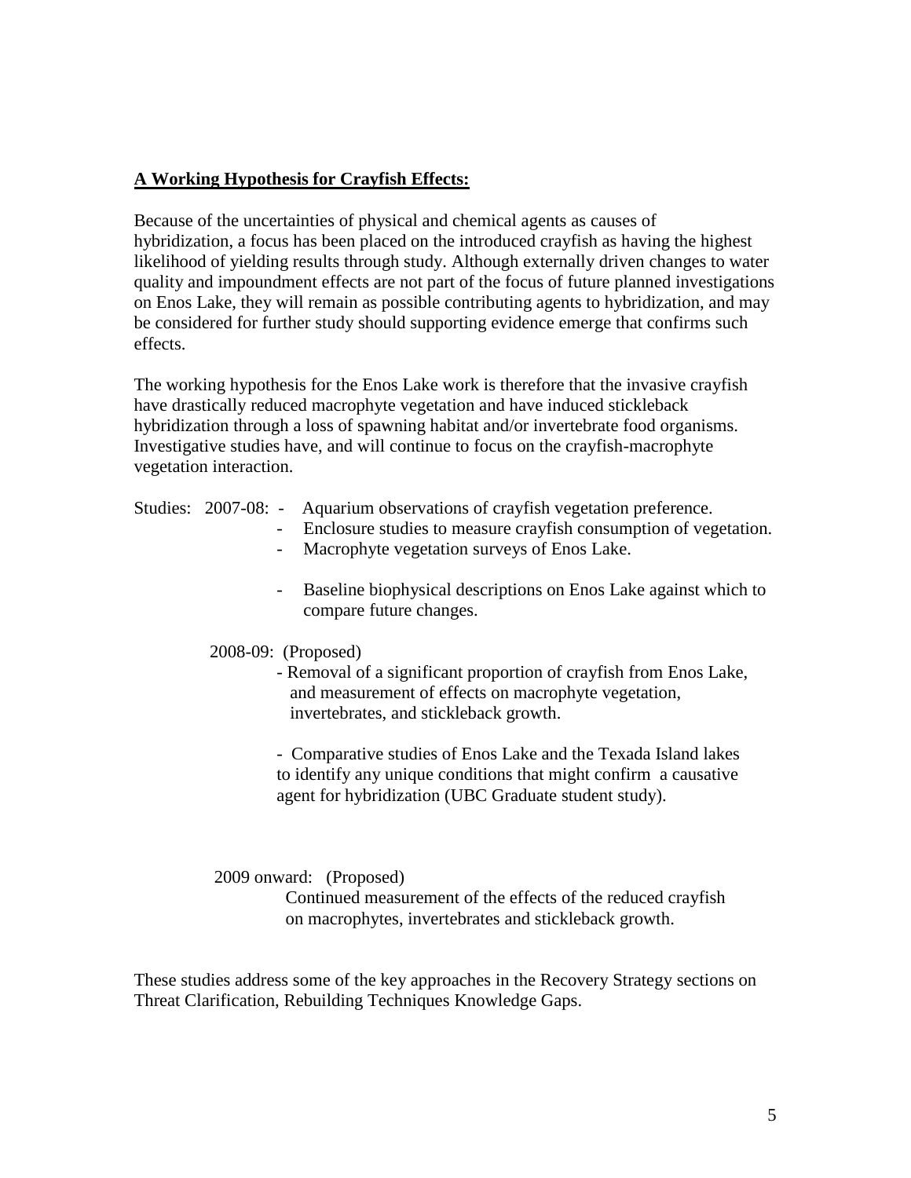**A Working Hypothesis for Crayfish Effects:**

Because of the uncertainties of physical and chemical agents as causes of hybridization, a focus has been placed on the introduced crayfish as having the highest likelihood of yielding results through study. Although externally driven changes to water quality and impoundment effects are not part of the focus of future planned investigations on Enos Lake, they will remain as possible contributing agents to hybridization, and may be considered for further study should supporting evidence emerge that confirms such effects.

The working hypothesis for the Enos Lake work is therefore that the invasive crayfish have drastically reduced macrophyte vegetation and have induced stickleback hybridization through a loss of spawning habitat and/or invertebrate food organisms. Investigative studies have, and will continue to focus on the crayfish-macrophyte vegetation interaction.

Studies: 2007-08:

- Aquarium observations of crayfish vegetation preference.
- Enclosure studies to measure crayfish consumption of vegetation.
- Macrophyte vegetation surveys of Enos Lake.
- Baseline biophysical descriptions on Enos Lake against which to compare future changes.

2008-09: (Proposed)

- Removal of a significant proportion of crayfish from Enos Lake, and measurement of effects on macrophyte vegetation, invertebrates, and stickleback growth.
- Comparative studies of Enos Lake and the Texada Island lakes to identify any unique conditions that might confirm a causative agent for hybridization (UBC Graduate student study).

2009 onward: (Proposed)

Continued measurement of the effects of the reduced crayfish on macrophytes, invertebrates and stickleback growth.

These studies address some of the key approaches in the Recovery Strategy sections on Threat Clarification, Rebuilding Techniques Knowledge Gaps.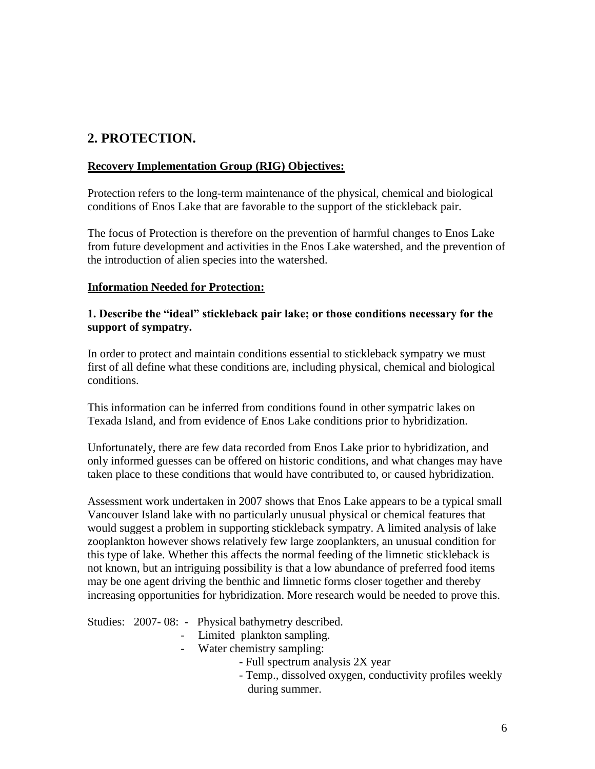## 2. PROTECTION.

**Recovery Implementation Group (RIG) Objectives:**

Protection refers to the long-term maintenance of the physical, chemical and biological conditions of Enos Lake that are favorable to the support of the stickleback pair.

The focus of Protection is therefore on the prevention of harmful changes to Enos Lake from future development and activities in the Enos Lake watershed, and the prevention of the introduction of alien species into the watershed.

**Information Needed for Protection:**

**1. Describe the "ideal" stickleback pair lake; or those conditions necessary for the support of sympatry.**

In order to protect and maintain conditions essential to stickleback sympatry we must first of all define what these conditions are, including physical, chemical and biological conditions.

This information can be inferred from conditions found in other sympatric lakes on Texada Island, and from evidence of Enos Lake conditions prior to hybridization.

Unfortunately, there are few data recorded from Enos Lake prior to hybridization, and only informed guesses can be offered on historic conditions, and what changes may have taken place to these conditions that would have contributed to, or caused hybridization.

Assessment work undertaken in 2007 shows that Enos Lake appears to be a typical small Vancouver Island lake with no particularly unusual physical or chemical features that would suggest a problem in supporting stickleback sympatry. A limited analysis of lake zooplankton however shows relatively few large zooplankters, an unusual condition for this type of lake. Whether this affects the normal feeding of the limnetic stickleback is not known, but an intriguing possibility is that a low abundance of preferred food items may be one agent driving the benthic and limnetic forms closer together and thereby increasing opportunities for hybridization. More research would be needed to prove this.

Studies: 2007- 08:
- Physical bathymetry described.
- Limited plankton sampling.
- Water chemistry sampling:
  - Full spectrum analysis 2X year
  - Temp., dissolved oxygen, conductivity profiles weekly during summer.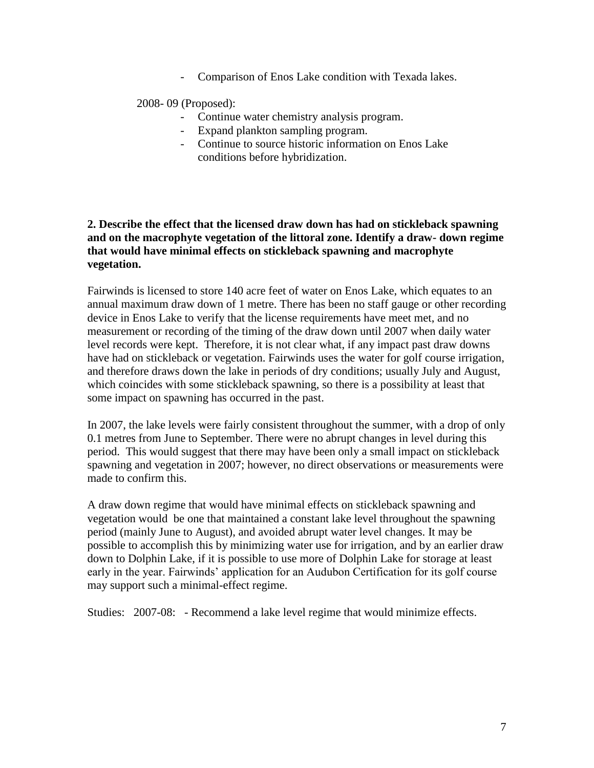- Comparison of Enos Lake condition with Texada lakes.

2008- 09 (Proposed):

- Continue water chemistry analysis program.
- Expand plankton sampling program.
- Continue to source historic information on Enos Lake conditions before hybridization.

**2. Describe the effect that the licensed draw down has had on stickleback spawning and on the macrophyte vegetation of the littoral zone. Identify a draw- down regime that would have minimal effects on stickleback spawning and macrophyte vegetation.**

Fairwinds is licensed to store 140 acre feet of water on Enos Lake, which equates to an annual maximum draw down of 1 metre. There has been no staff gauge or other recording device in Enos Lake to verify that the license requirements have meet met, and no measurement or recording of the timing of the draw down until 2007 when daily water level records were kept. Therefore, it is not clear what, if any impact past draw downs have had on stickleback or vegetation. Fairwinds uses the water for golf course irrigation, and therefore draws down the lake in periods of dry conditions; usually July and August, which coincides with some stickleback spawning, so there is a possibility at least that some impact on spawning has occurred in the past.

In 2007, the lake levels were fairly consistent throughout the summer, with a drop of only 0.1 metres from June to September. There were no abrupt changes in level during this period. This would suggest that there may have been only a small impact on stickleback spawning and vegetation in 2007; however, no direct observations or measurements were made to confirm this.

A draw down regime that would have minimal effects on stickleback spawning and vegetation would be one that maintained a constant lake level throughout the spawning period (mainly June to August), and avoided abrupt water level changes. It may be possible to accomplish this by minimizing water use for irrigation, and by an earlier draw down to Dolphin Lake, if it is possible to use more of Dolphin Lake for storage at least early in the year. Fairwinds' application for an Audubon Certification for its golf course may support such a minimal-effect regime.

Studies: 2007-08: - Recommend a lake level regime that would minimize effects.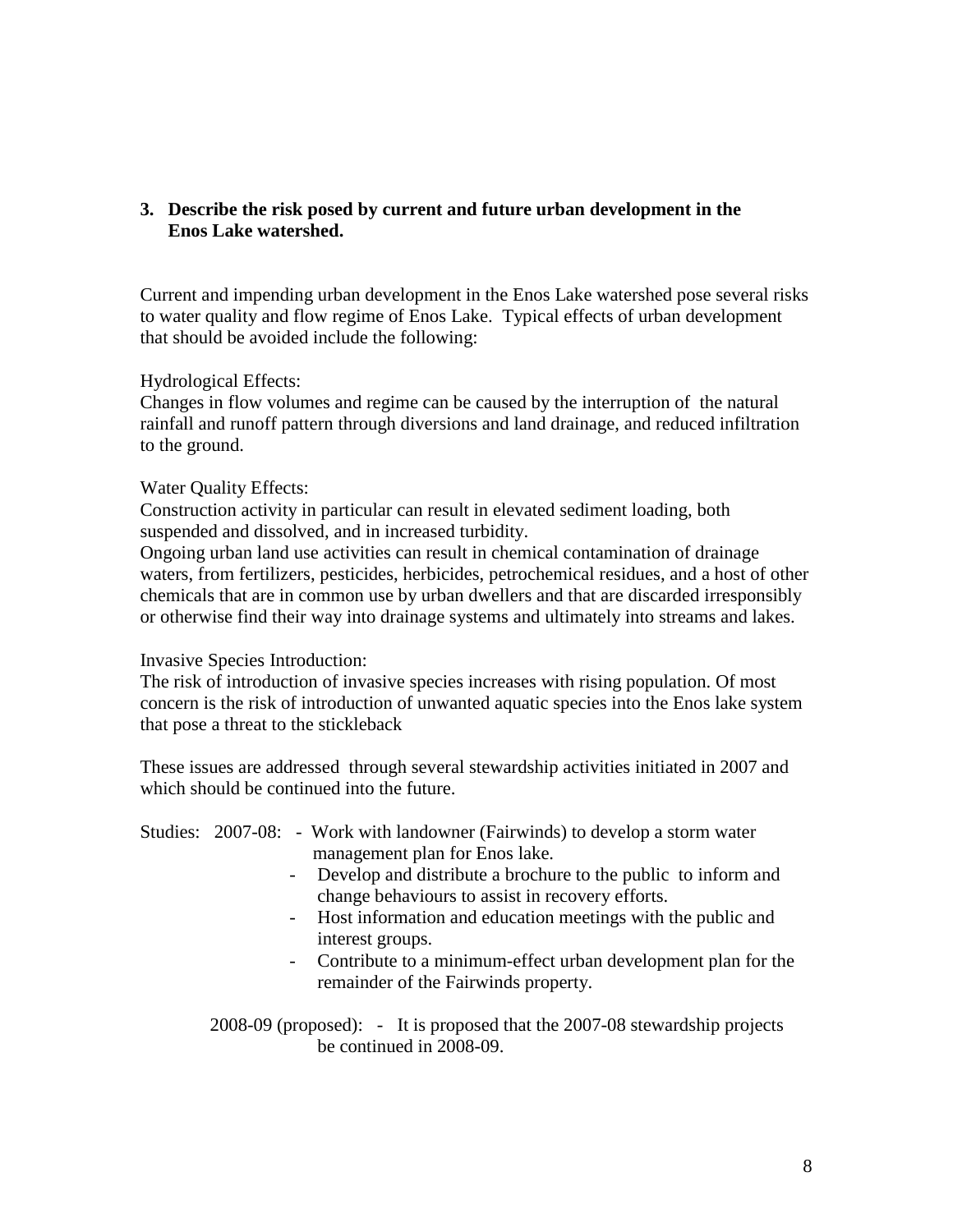**3. Describe the risk posed by current and future urban development in the Enos Lake watershed.**

Current and impending urban development in the Enos Lake watershed pose several risks to water quality and flow regime of Enos Lake. Typical effects of urban development that should be avoided include the following:

Hydrological Effects:
Changes in flow volumes and regime can be caused by the interruption of the natural rainfall and runoff pattern through diversions and land drainage, and reduced infiltration to the ground.

Water Quality Effects:
Construction activity in particular can result in elevated sediment loading, both suspended and dissolved, and in increased turbidity.
Ongoing urban land use activities can result in chemical contamination of drainage waters, from fertilizers, pesticides, herbicides, petrochemical residues, and a host of other chemicals that are in common use by urban dwellers and that are discarded irresponsibly or otherwise find their way into drainage systems and ultimately into streams and lakes.

Invasive Species Introduction:
The risk of introduction of invasive species increases with rising population. Of most concern is the risk of introduction of unwanted aquatic species into the Enos lake system that pose a threat to the stickleback

These issues are addressed through several stewardship activities initiated in 2007 and which should be continued into the future.

Studies: 2007-08:

- Work with landowner (Fairwinds) to develop a storm water management plan for Enos lake.
- Develop and distribute a brochure to the public to inform and change behaviours to assist in recovery efforts.
- Host information and education meetings with the public and interest groups.
- Contribute to a minimum-effect urban development plan for the remainder of the Fairwinds property.

2008-09 (proposed):

- It is proposed that the 2007-08 stewardship projects be continued in 2008-09.